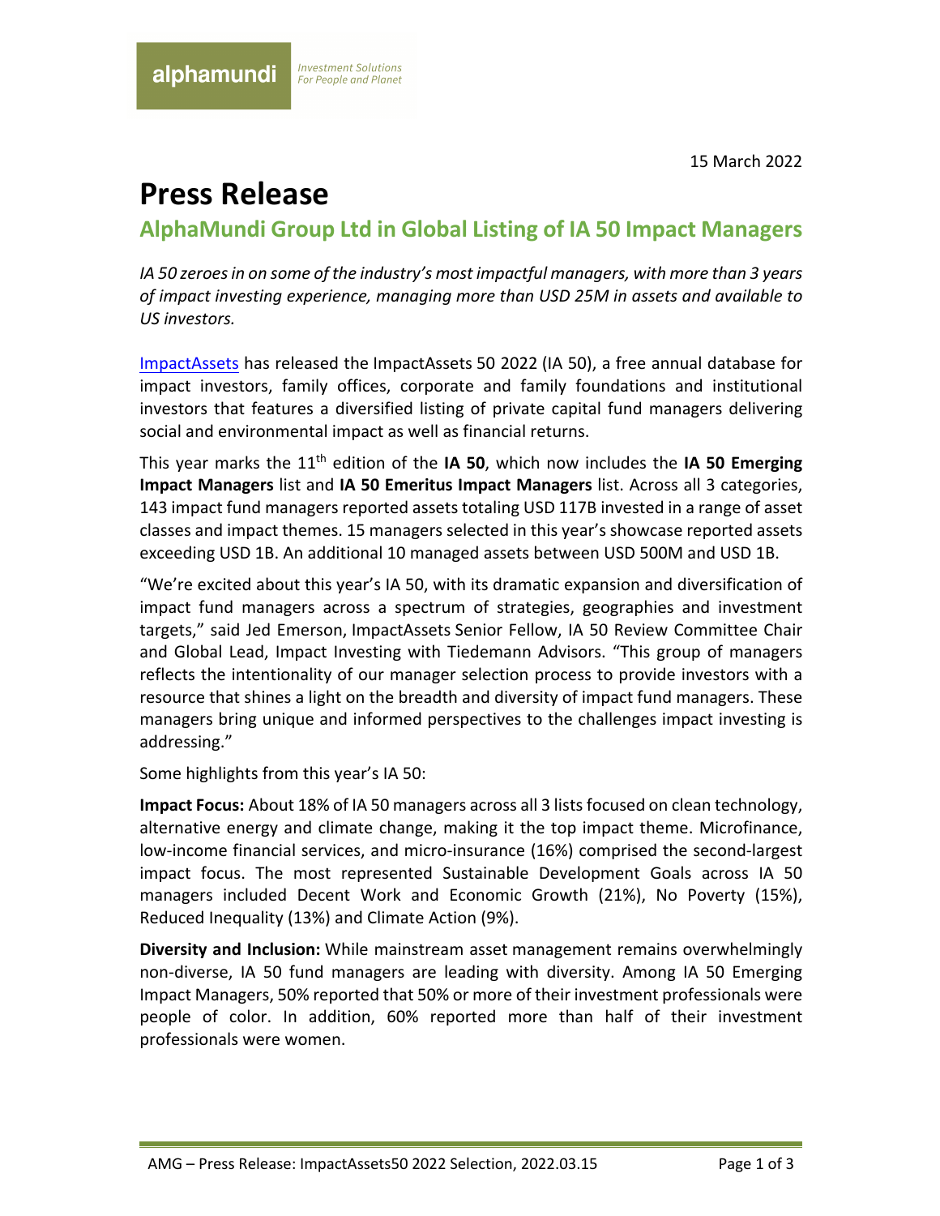alphamundi *Investment Solutions For People and Planet*

15 March 2022

# Press Release

## AlphaMundi Group Ltd in Global Listing of IA 50 Impact Managers

*IA 50 zeroes in on some of the industry's most impactful managers, with more than 3 years of impact investing experience, managing more than USD 25M in assets and available to US investors.*

ImpactAssets has released the ImpactAssets 50 2022 (IA 50), a free annual database for impact investors, family offices, corporate and family foundations and institutional investors that features a diversified listing of private capital fund managers delivering social and environmental impact as well as financial returns.

This year marks the 11th edition of the **IA 50**, which now includes the **IA 50 Emerging Impact Managers** list and **IA 50 Emeritus Impact Managers** list. Across all 3 categories, 143 impact fund managers reported assets totaling USD 117B invested in a range of asset classes and impact themes. 15 managers selected in this year's showcase reported assets exceeding USD 1B. An additional 10 managed assets between USD 500M and USD 1B.

"We're excited about this year's IA 50, with its dramatic expansion and diversification of impact fund managers across a spectrum of strategies, geographies and investment targets," said Jed Emerson, ImpactAssets Senior Fellow, IA 50 Review Committee Chair and Global Lead, Impact Investing with Tiedemann Advisors. "This group of managers reflects the intentionality of our manager selection process to provide investors with a resource that shines a light on the breadth and diversity of impact fund managers. These managers bring unique and informed perspectives to the challenges impact investing is addressing."

Some highlights from this year's IA 50:

**Impact Focus:** About 18% of IA 50 managers across all 3 lists focused on clean technology, alternative energy and climate change, making it the top impact theme. Microfinance, low-income financial services, and micro-insurance (16%) comprised the second-largest impact focus. The most represented Sustainable Development Goals across IA 50 managers included Decent Work and Economic Growth (21%), No Poverty (15%), Reduced Inequality (13%) and Climate Action (9%).

**Diversity and Inclusion:** While mainstream asset management remains overwhelmingly non-diverse, IA 50 fund managers are leading with diversity. Among IA 50 Emerging Impact Managers, 50% reported that 50% or more of their investment professionals were people of color. In addition, 60% reported more than half of their investment professionals were women.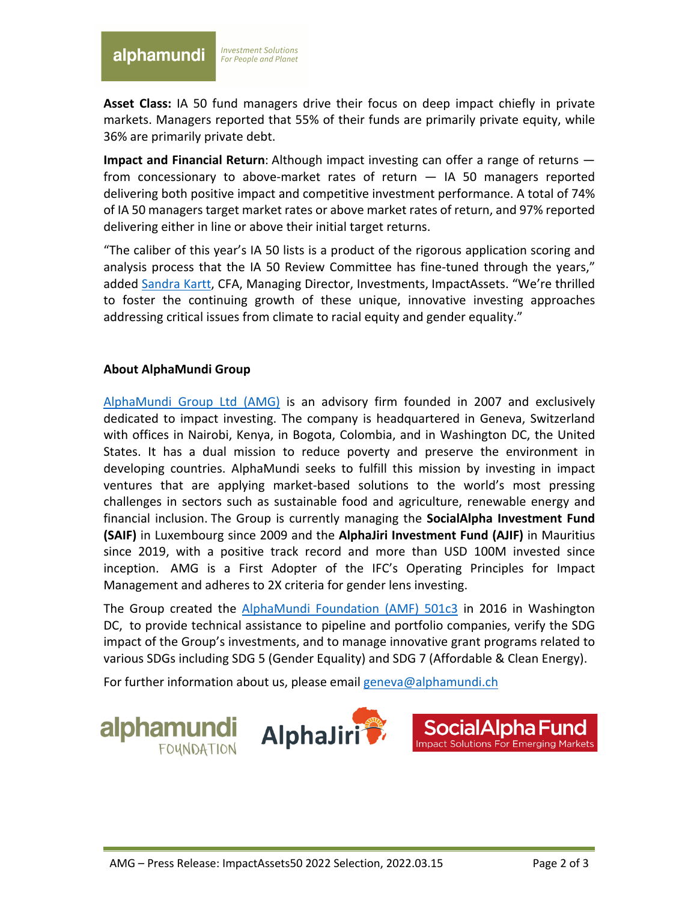**Asset Class:** IA 50 fund managers drive their focus on deep impact chiefly in private markets. Managers reported that 55% of their funds are primarily private equity, while 36% are primarily private debt.

**Impact and Financial Return**: Although impact investing can offer a range of returns — from concessionary to above-market rates of return — IA 50 managers reported delivering both positive impact and competitive investment performance. A total of 74% of IA 50 managers target market rates or above market rates of return, and 97% reported delivering either in line or above their initial target returns.

"The caliber of this year's IA 50 lists is a product of the rigorous application scoring and analysis process that the IA 50 Review Committee has fine-tuned through the years," added Sandra Kartt, CFA, Managing Director, Investments, ImpactAssets. "We're thrilled to foster the continuing growth of these unique, innovative investing approaches addressing critical issues from climate to racial equity and gender equality."

**About AlphaMundi Group**

AlphaMundi Group Ltd (AMG) is an advisory firm founded in 2007 and exclusively dedicated to impact investing. The company is headquartered in Geneva, Switzerland with offices in Nairobi, Kenya, in Bogota, Colombia, and in Washington DC, the United States. It has a dual mission to reduce poverty and preserve the environment in developing countries. AlphaMundi seeks to fulfill this mission by investing in impact ventures that are applying market-based solutions to the world's most pressing challenges in sectors such as sustainable food and agriculture, renewable energy and financial inclusion. The Group is currently managing the **SocialAlpha Investment Fund (SAIF)** in Luxembourg since 2009 and the **AlphaJiri Investment Fund (AJIF)** in Mauritius since 2019, with a positive track record and more than USD 100M invested since inception. AMG is a First Adopter of the IFC's Operating Principles for Impact Management and adheres to 2X criteria for gender lens investing.

The Group created the AlphaMundi Foundation (AMF) 501c3 in 2016 in Washington DC, to provide technical assistance to pipeline and portfolio companies, verify the SDG impact of the Group's investments, and to manage innovative grant programs related to various SDGs including SDG 5 (Gender Equality) and SDG 7 (Affordable & Clean Energy).

For further information about us, please email geneva@alphamundi.ch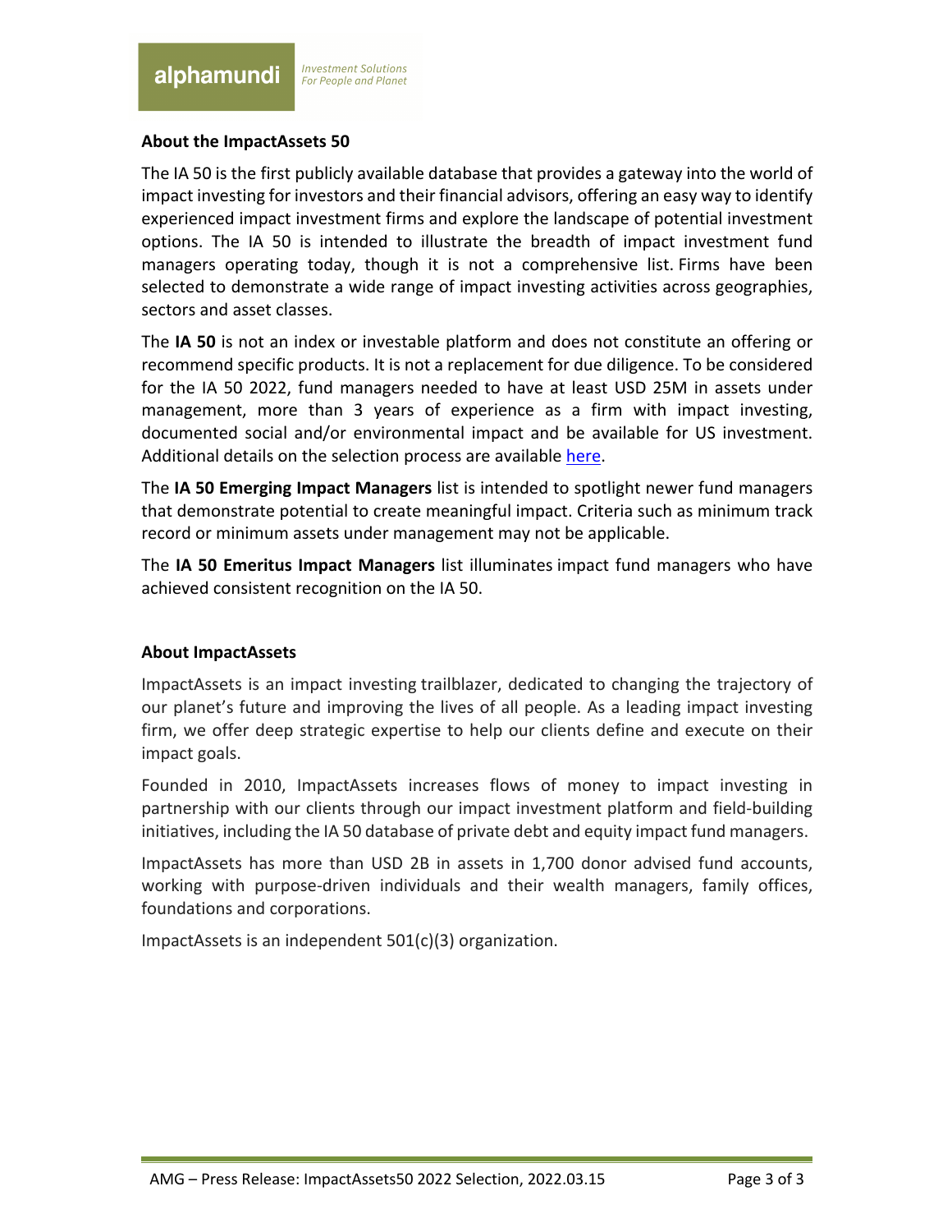### About the ImpactAssets 50

The IA 50 is the first publicly available database that provides a gateway into the world of impact investing for investors and their financial advisors, offering an easy way to identify experienced impact investment firms and explore the landscape of potential investment options. The IA 50 is intended to illustrate the breadth of impact investment fund managers operating today, though it is not a comprehensive list. Firms have been selected to demonstrate a wide range of impact investing activities across geographies, sectors and asset classes.

The **IA 50** is not an index or investable platform and does not constitute an offering or recommend specific products. It is not a replacement for due diligence. To be considered for the IA 50 2022, fund managers needed to have at least USD 25M in assets under management, more than 3 years of experience as a firm with impact investing, documented social and/or environmental impact and be available for US investment. Additional details on the selection process are available here.

The **IA 50 Emerging Impact Managers** list is intended to spotlight newer fund managers that demonstrate potential to create meaningful impact. Criteria such as minimum track record or minimum assets under management may not be applicable.

The **IA 50 Emeritus Impact Managers** list illuminates impact fund managers who have achieved consistent recognition on the IA 50.

### About ImpactAssets

ImpactAssets is an impact investing trailblazer, dedicated to changing the trajectory of our planet's future and improving the lives of all people. As a leading impact investing firm, we offer deep strategic expertise to help our clients define and execute on their impact goals.

Founded in 2010, ImpactAssets increases flows of money to impact investing in partnership with our clients through our impact investment platform and field-building initiatives, including the IA 50 database of private debt and equity impact fund managers.

ImpactAssets has more than USD 2B in assets in 1,700 donor advised fund accounts, working with purpose-driven individuals and their wealth managers, family offices, foundations and corporations.

ImpactAssets is an independent 501(c)(3) organization.